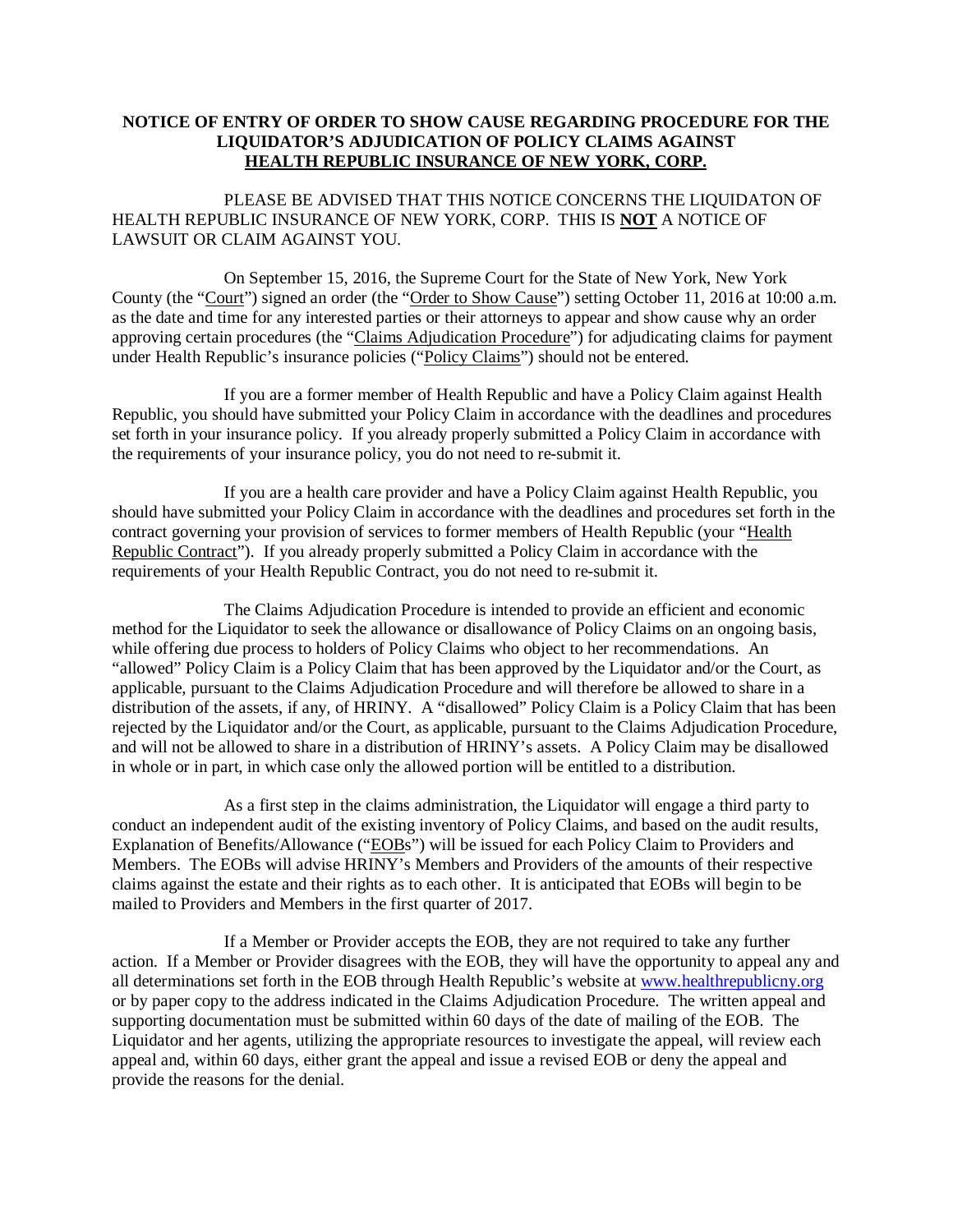**NOTICE OF ENTRY OF ORDER TO SHOW CAUSE REGARDING PROCEDURE FOR THE LIQUIDATOR'S ADJUDICATION OF POLICY CLAIMS AGAINST HEALTH REPUBLIC INSURANCE OF NEW YORK, CORP.**

PLEASE BE ADVISED THAT THIS NOTICE CONCERNS THE LIQUIDATON OF HEALTH REPUBLIC INSURANCE OF NEW YORK, CORP. THIS IS **NOT** A NOTICE OF LAWSUIT OR CLAIM AGAINST YOU.

On September 15, 2016, the Supreme Court for the State of New York, New York County (the "Court") signed an order (the "Order to Show Cause") setting October 11, 2016 at 10:00 a.m. as the date and time for any interested parties or their attorneys to appear and show cause why an order approving certain procedures (the "Claims Adjudication Procedure") for adjudicating claims for payment under Health Republic's insurance policies ("Policy Claims") should not be entered.

If you are a former member of Health Republic and have a Policy Claim against Health Republic, you should have submitted your Policy Claim in accordance with the deadlines and procedures set forth in your insurance policy. If you already properly submitted a Policy Claim in accordance with the requirements of your insurance policy, you do not need to re-submit it.

If you are a health care provider and have a Policy Claim against Health Republic, you should have submitted your Policy Claim in accordance with the deadlines and procedures set forth in the contract governing your provision of services to former members of Health Republic (your "Health Republic Contract"). If you already properly submitted a Policy Claim in accordance with the requirements of your Health Republic Contract, you do not need to re-submit it.

The Claims Adjudication Procedure is intended to provide an efficient and economic method for the Liquidator to seek the allowance or disallowance of Policy Claims on an ongoing basis, while offering due process to holders of Policy Claims who object to her recommendations. An "allowed" Policy Claim is a Policy Claim that has been approved by the Liquidator and/or the Court, as applicable, pursuant to the Claims Adjudication Procedure and will therefore be allowed to share in a distribution of the assets, if any, of HRINY. A "disallowed" Policy Claim is a Policy Claim that has been rejected by the Liquidator and/or the Court, as applicable, pursuant to the Claims Adjudication Procedure, and will not be allowed to share in a distribution of HRINY's assets. A Policy Claim may be disallowed in whole or in part, in which case only the allowed portion will be entitled to a distribution.

As a first step in the claims administration, the Liquidator will engage a third party to conduct an independent audit of the existing inventory of Policy Claims, and based on the audit results, Explanation of Benefits/Allowance ("EOBs") will be issued for each Policy Claim to Providers and Members. The EOBs will advise HRINY's Members and Providers of the amounts of their respective claims against the estate and their rights as to each other. It is anticipated that EOBs will begin to be mailed to Providers and Members in the first quarter of 2017.

If a Member or Provider accepts the EOB, they are not required to take any further action. If a Member or Provider disagrees with the EOB, they will have the opportunity to appeal any and all determinations set forth in the EOB through Health Republic's website at www.healthrepublicny.org or by paper copy to the address indicated in the Claims Adjudication Procedure. The written appeal and supporting documentation must be submitted within 60 days of the date of mailing of the EOB. The Liquidator and her agents, utilizing the appropriate resources to investigate the appeal, will review each appeal and, within 60 days, either grant the appeal and issue a revised EOB or deny the appeal and provide the reasons for the denial.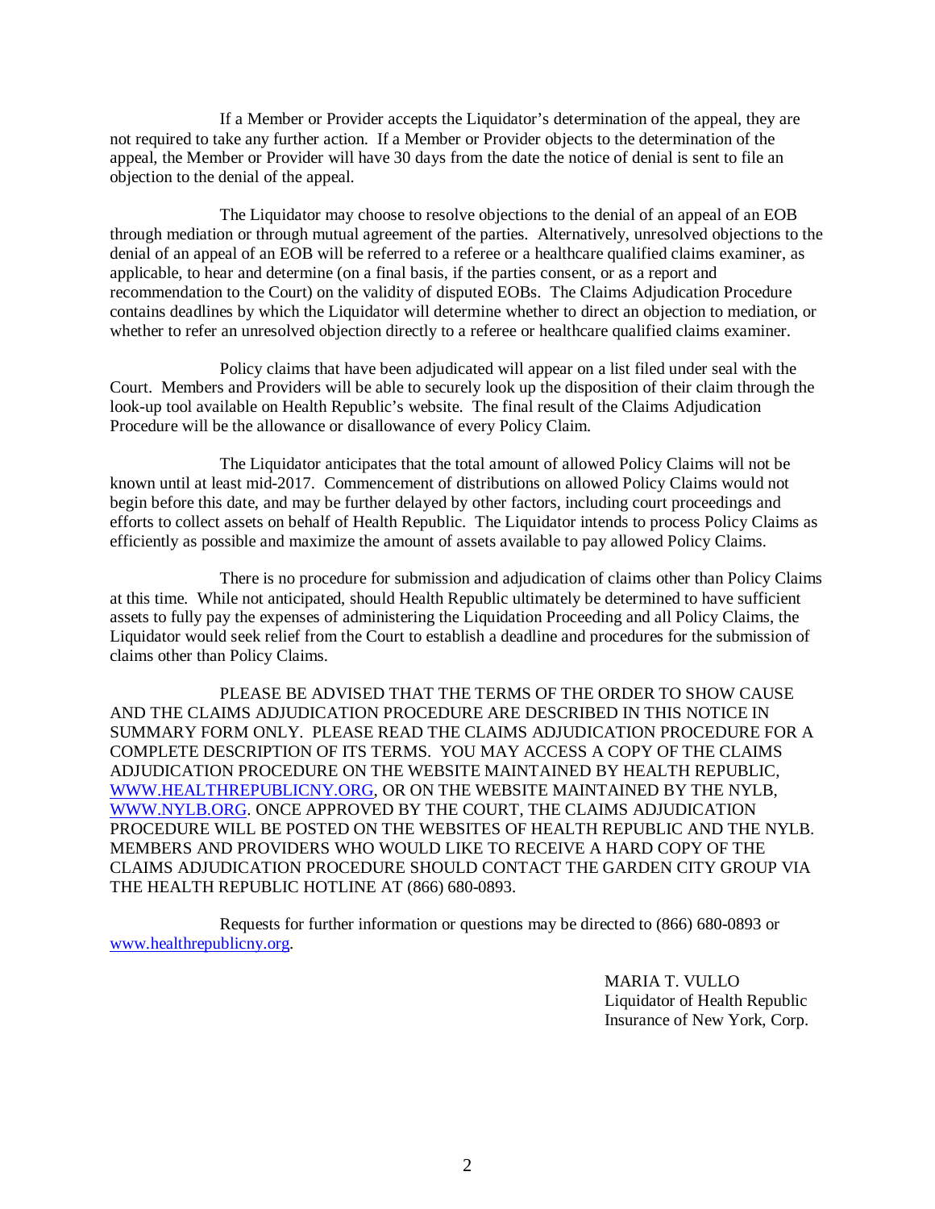If a Member or Provider accepts the Liquidator's determination of the appeal, they are not required to take any further action. If a Member or Provider objects to the determination of the appeal, the Member or Provider will have 30 days from the date the notice of denial is sent to file an objection to the denial of the appeal.

The Liquidator may choose to resolve objections to the denial of an appeal of an EOB through mediation or through mutual agreement of the parties. Alternatively, unresolved objections to the denial of an appeal of an EOB will be referred to a referee or a healthcare qualified claims examiner, as applicable, to hear and determine (on a final basis, if the parties consent, or as a report and recommendation to the Court) on the validity of disputed EOBs. The Claims Adjudication Procedure contains deadlines by which the Liquidator will determine whether to direct an objection to mediation, or whether to refer an unresolved objection directly to a referee or healthcare qualified claims examiner.

Policy claims that have been adjudicated will appear on a list filed under seal with the Court. Members and Providers will be able to securely look up the disposition of their claim through the look-up tool available on Health Republic's website. The final result of the Claims Adjudication Procedure will be the allowance or disallowance of every Policy Claim.

The Liquidator anticipates that the total amount of allowed Policy Claims will not be known until at least mid-2017. Commencement of distributions on allowed Policy Claims would not begin before this date, and may be further delayed by other factors, including court proceedings and efforts to collect assets on behalf of Health Republic. The Liquidator intends to process Policy Claims as efficiently as possible and maximize the amount of assets available to pay allowed Policy Claims.

There is no procedure for submission and adjudication of claims other than Policy Claims at this time. While not anticipated, should Health Republic ultimately be determined to have sufficient assets to fully pay the expenses of administering the Liquidation Proceeding and all Policy Claims, the Liquidator would seek relief from the Court to establish a deadline and procedures for the submission of claims other than Policy Claims.

PLEASE BE ADVISED THAT THE TERMS OF THE ORDER TO SHOW CAUSE AND THE CLAIMS ADJUDICATION PROCEDURE ARE DESCRIBED IN THIS NOTICE IN SUMMARY FORM ONLY. PLEASE READ THE CLAIMS ADJUDICATION PROCEDURE FOR A COMPLETE DESCRIPTION OF ITS TERMS. YOU MAY ACCESS A COPY OF THE CLAIMS ADJUDICATION PROCEDURE ON THE WEBSITE MAINTAINED BY HEALTH REPUBLIC, WWW.HEALTHREPUBLICNY.ORG, OR ON THE WEBSITE MAINTAINED BY THE NYLB, WWW.NYLB.ORG. ONCE APPROVED BY THE COURT, THE CLAIMS ADJUDICATION PROCEDURE WILL BE POSTED ON THE WEBSITES OF HEALTH REPUBLIC AND THE NYLB. MEMBERS AND PROVIDERS WHO WOULD LIKE TO RECEIVE A HARD COPY OF THE CLAIMS ADJUDICATION PROCEDURE SHOULD CONTACT THE GARDEN CITY GROUP VIA THE HEALTH REPUBLIC HOTLINE AT (866) 680-0893.

Requests for further information or questions may be directed to (866) 680-0893 or www.healthrepublicny.org.

MARIA T. VULLO
Liquidator of Health Republic
Insurance of New York, Corp.